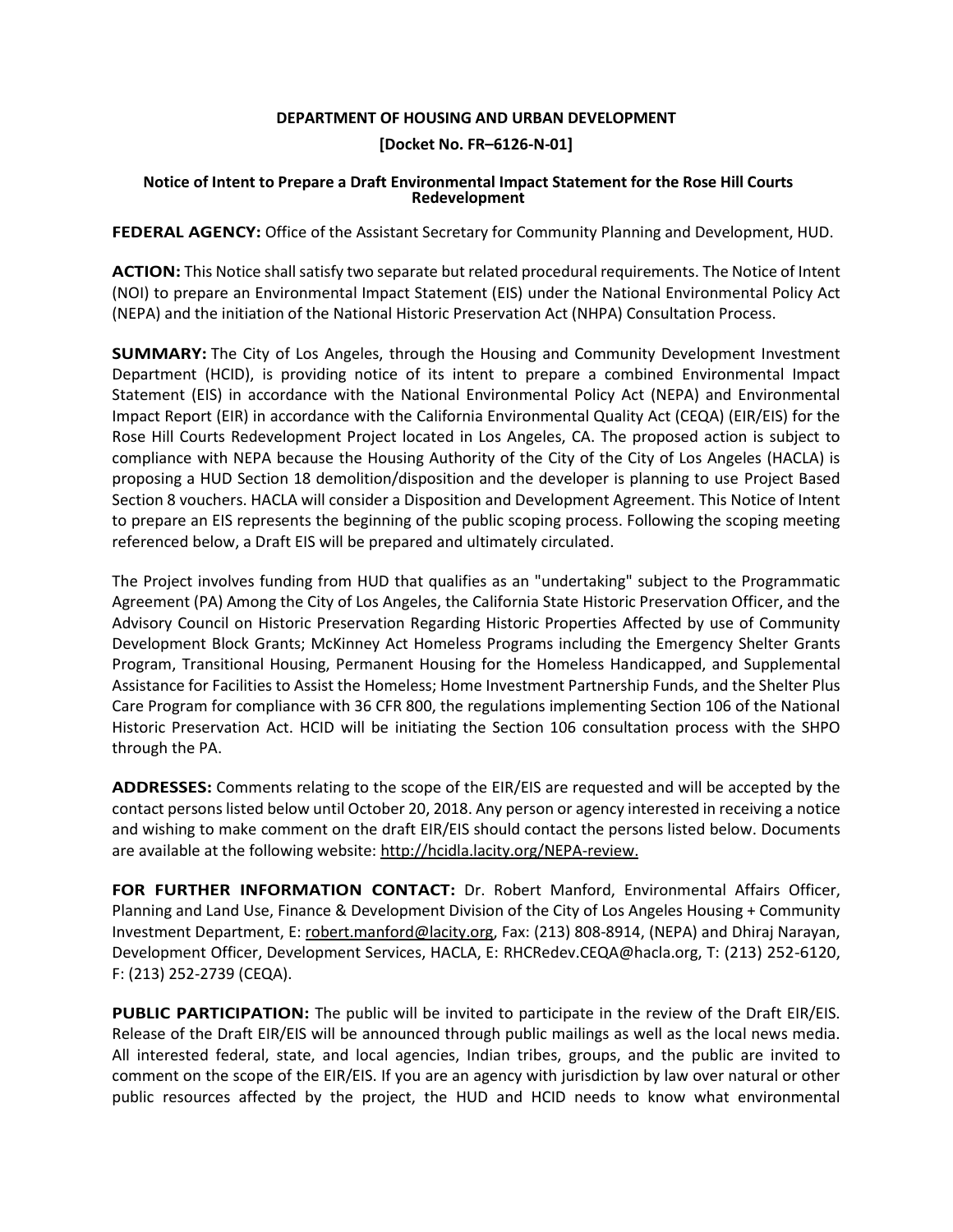**DEPARTMENT OF HOUSING AND URBAN DEVELOPMENT**

**[Docket No. FR–6126-N-01]**

**Notice of Intent to Prepare a Draft Environmental Impact Statement for the Rose Hill Courts Redevelopment**

**FEDERAL AGENCY:** Office of the Assistant Secretary for Community Planning and Development, HUD.

**ACTION:** This Notice shall satisfy two separate but related procedural requirements. The Notice of Intent (NOI) to prepare an Environmental Impact Statement (EIS) under the National Environmental Policy Act (NEPA) and the initiation of the National Historic Preservation Act (NHPA) Consultation Process.

**SUMMARY:** The City of Los Angeles, through the Housing and Community Development Investment Department (HCID), is providing notice of its intent to prepare a combined Environmental Impact Statement (EIS) in accordance with the National Environmental Policy Act (NEPA) and Environmental Impact Report (EIR) in accordance with the California Environmental Quality Act (CEQA) (EIR/EIS) for the Rose Hill Courts Redevelopment Project located in Los Angeles, CA. The proposed action is subject to compliance with NEPA because the Housing Authority of the City of the City of Los Angeles (HACLA) is proposing a HUD Section 18 demolition/disposition and the developer is planning to use Project Based Section 8 vouchers. HACLA will consider a Disposition and Development Agreement. This Notice of Intent to prepare an EIS represents the beginning of the public scoping process. Following the scoping meeting referenced below, a Draft EIS will be prepared and ultimately circulated.

The Project involves funding from HUD that qualifies as an "undertaking" subject to the Programmatic Agreement (PA) Among the City of Los Angeles, the California State Historic Preservation Officer, and the Advisory Council on Historic Preservation Regarding Historic Properties Affected by use of Community Development Block Grants; McKinney Act Homeless Programs including the Emergency Shelter Grants Program, Transitional Housing, Permanent Housing for the Homeless Handicapped, and Supplemental Assistance for Facilities to Assist the Homeless; Home Investment Partnership Funds, and the Shelter Plus Care Program for compliance with 36 CFR 800, the regulations implementing Section 106 of the National Historic Preservation Act. HCID will be initiating the Section 106 consultation process with the SHPO through the PA.

**ADDRESSES:** Comments relating to the scope of the EIR/EIS are requested and will be accepted by the contact persons listed below until October 20, 2018. Any person or agency interested in receiving a notice and wishing to make comment on the draft EIR/EIS should contact the persons listed below. Documents are available at the following website: http://hcidla.lacity.org/NEPA-review.

**FOR FURTHER INFORMATION CONTACT:** Dr. Robert Manford, Environmental Affairs Officer, Planning and Land Use, Finance & Development Division of the City of Los Angeles Housing + Community Investment Department, E: robert.manford@lacity.org, Fax: (213) 808-8914, (NEPA) and Dhiraj Narayan, Development Officer, Development Services, HACLA, E: RHCRedev.CEQA@hacla.org, T: (213) 252-6120, F: (213) 252-2739 (CEQA).

**PUBLIC PARTICIPATION:** The public will be invited to participate in the review of the Draft EIR/EIS. Release of the Draft EIR/EIS will be announced through public mailings as well as the local news media. All interested federal, state, and local agencies, Indian tribes, groups, and the public are invited to comment on the scope of the EIR/EIS. If you are an agency with jurisdiction by law over natural or other public resources affected by the project, the HUD and HCID needs to know what environmental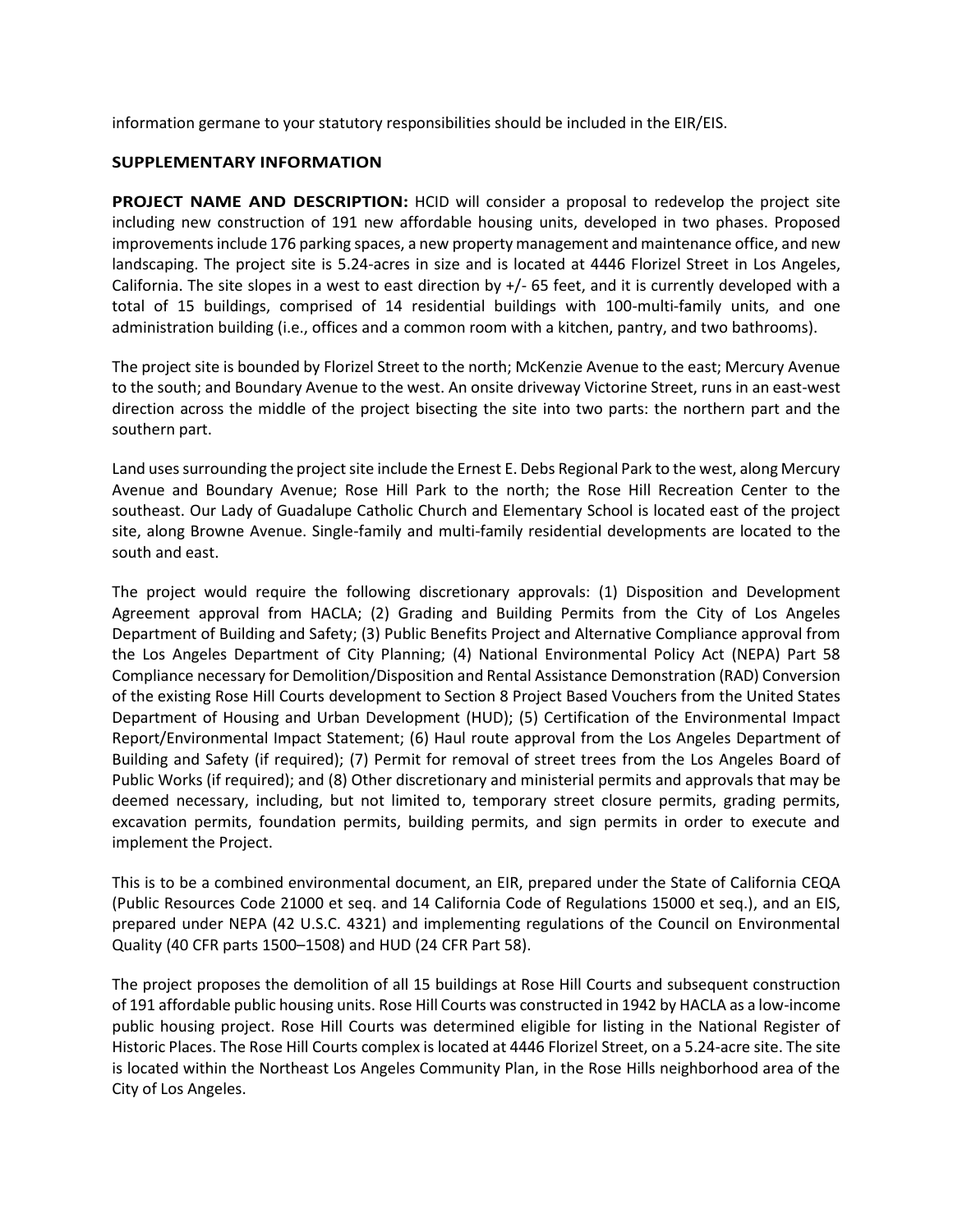information germane to your statutory responsibilities should be included in the EIR/EIS.

## SUPPLEMENTARY INFORMATION

**PROJECT NAME AND DESCRIPTION:** HCID will consider a proposal to redevelop the project site including new construction of 191 new affordable housing units, developed in two phases. Proposed improvements include 176 parking spaces, a new property management and maintenance office, and new landscaping. The project site is 5.24-acres in size and is located at 4446 Florizel Street in Los Angeles, California. The site slopes in a west to east direction by +/- 65 feet, and it is currently developed with a total of 15 buildings, comprised of 14 residential buildings with 100-multi-family units, and one administration building (i.e., offices and a common room with a kitchen, pantry, and two bathrooms).

The project site is bounded by Florizel Street to the north; McKenzie Avenue to the east; Mercury Avenue to the south; and Boundary Avenue to the west. An onsite driveway Victorine Street, runs in an east-west direction across the middle of the project bisecting the site into two parts: the northern part and the southern part.

Land uses surrounding the project site include the Ernest E. Debs Regional Park to the west, along Mercury Avenue and Boundary Avenue; Rose Hill Park to the north; the Rose Hill Recreation Center to the southeast. Our Lady of Guadalupe Catholic Church and Elementary School is located east of the project site, along Browne Avenue. Single-family and multi-family residential developments are located to the south and east.

The project would require the following discretionary approvals: (1) Disposition and Development Agreement approval from HACLA; (2) Grading and Building Permits from the City of Los Angeles Department of Building and Safety; (3) Public Benefits Project and Alternative Compliance approval from the Los Angeles Department of City Planning; (4) National Environmental Policy Act (NEPA) Part 58 Compliance necessary for Demolition/Disposition and Rental Assistance Demonstration (RAD) Conversion of the existing Rose Hill Courts development to Section 8 Project Based Vouchers from the United States Department of Housing and Urban Development (HUD); (5) Certification of the Environmental Impact Report/Environmental Impact Statement; (6) Haul route approval from the Los Angeles Department of Building and Safety (if required); (7) Permit for removal of street trees from the Los Angeles Board of Public Works (if required); and (8) Other discretionary and ministerial permits and approvals that may be deemed necessary, including, but not limited to, temporary street closure permits, grading permits, excavation permits, foundation permits, building permits, and sign permits in order to execute and implement the Project.

This is to be a combined environmental document, an EIR, prepared under the State of California CEQA (Public Resources Code 21000 et seq. and 14 California Code of Regulations 15000 et seq.), and an EIS, prepared under NEPA (42 U.S.C. 4321) and implementing regulations of the Council on Environmental Quality (40 CFR parts 1500–1508) and HUD (24 CFR Part 58).

The project proposes the demolition of all 15 buildings at Rose Hill Courts and subsequent construction of 191 affordable public housing units. Rose Hill Courts was constructed in 1942 by HACLA as a low-income public housing project. Rose Hill Courts was determined eligible for listing in the National Register of Historic Places. The Rose Hill Courts complex is located at 4446 Florizel Street, on a 5.24-acre site. The site is located within the Northeast Los Angeles Community Plan, in the Rose Hills neighborhood area of the City of Los Angeles.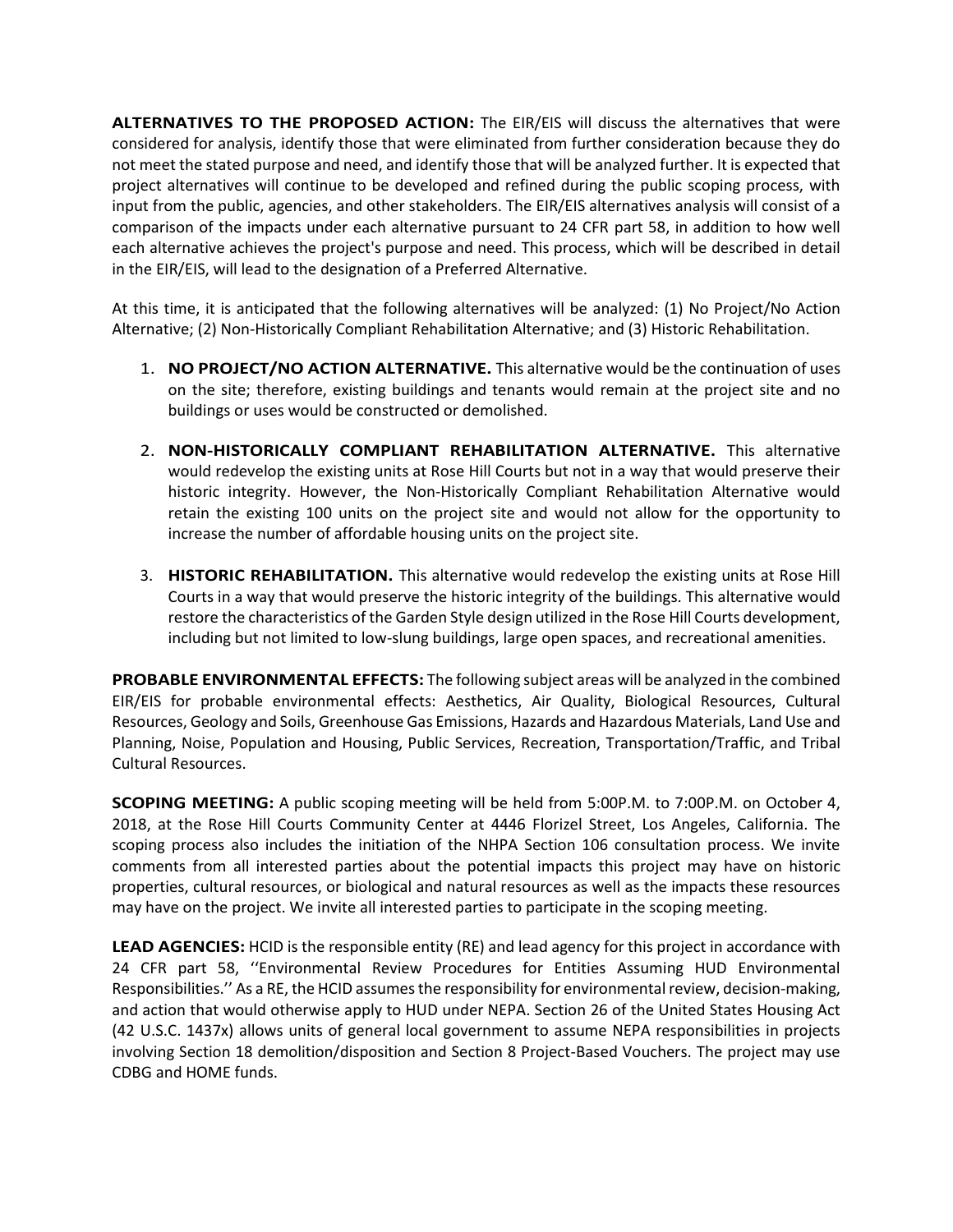**ALTERNATIVES TO THE PROPOSED ACTION:** The EIR/EIS will discuss the alternatives that were considered for analysis, identify those that were eliminated from further consideration because they do not meet the stated purpose and need, and identify those that will be analyzed further. It is expected that project alternatives will continue to be developed and refined during the public scoping process, with input from the public, agencies, and other stakeholders. The EIR/EIS alternatives analysis will consist of a comparison of the impacts under each alternative pursuant to 24 CFR part 58, in addition to how well each alternative achieves the project's purpose and need. This process, which will be described in detail in the EIR/EIS, will lead to the designation of a Preferred Alternative.

At this time, it is anticipated that the following alternatives will be analyzed: (1) No Project/No Action Alternative; (2) Non-Historically Compliant Rehabilitation Alternative; and (3) Historic Rehabilitation.

1. **NO PROJECT/NO ACTION ALTERNATIVE.** This alternative would be the continuation of uses on the site; therefore, existing buildings and tenants would remain at the project site and no buildings or uses would be constructed or demolished.
2. **NON-HISTORICALLY COMPLIANT REHABILITATION ALTERNATIVE.** This alternative would redevelop the existing units at Rose Hill Courts but not in a way that would preserve their historic integrity. However, the Non-Historically Compliant Rehabilitation Alternative would retain the existing 100 units on the project site and would not allow for the opportunity to increase the number of affordable housing units on the project site.
3. **HISTORIC REHABILITATION.** This alternative would redevelop the existing units at Rose Hill Courts in a way that would preserve the historic integrity of the buildings. This alternative would restore the characteristics of the Garden Style design utilized in the Rose Hill Courts development, including but not limited to low-slung buildings, large open spaces, and recreational amenities.

**PROBABLE ENVIRONMENTAL EFFECTS:** The following subject areas will be analyzed in the combined EIR/EIS for probable environmental effects: Aesthetics, Air Quality, Biological Resources, Cultural Resources, Geology and Soils, Greenhouse Gas Emissions, Hazards and Hazardous Materials, Land Use and Planning, Noise, Population and Housing, Public Services, Recreation, Transportation/Traffic, and Tribal Cultural Resources.

**SCOPING MEETING:** A public scoping meeting will be held from 5:00P.M. to 7:00P.M. on October 4, 2018, at the Rose Hill Courts Community Center at 4446 Florizel Street, Los Angeles, California. The scoping process also includes the initiation of the NHPA Section 106 consultation process. We invite comments from all interested parties about the potential impacts this project may have on historic properties, cultural resources, or biological and natural resources as well as the impacts these resources may have on the project. We invite all interested parties to participate in the scoping meeting.

**LEAD AGENCIES:** HCID is the responsible entity (RE) and lead agency for this project in accordance with 24 CFR part 58, ''Environmental Review Procedures for Entities Assuming HUD Environmental Responsibilities.'' As a RE, the HCID assumes the responsibility for environmental review, decision-making, and action that would otherwise apply to HUD under NEPA. Section 26 of the United States Housing Act (42 U.S.C. 1437x) allows units of general local government to assume NEPA responsibilities in projects involving Section 18 demolition/disposition and Section 8 Project-Based Vouchers. The project may use CDBG and HOME funds.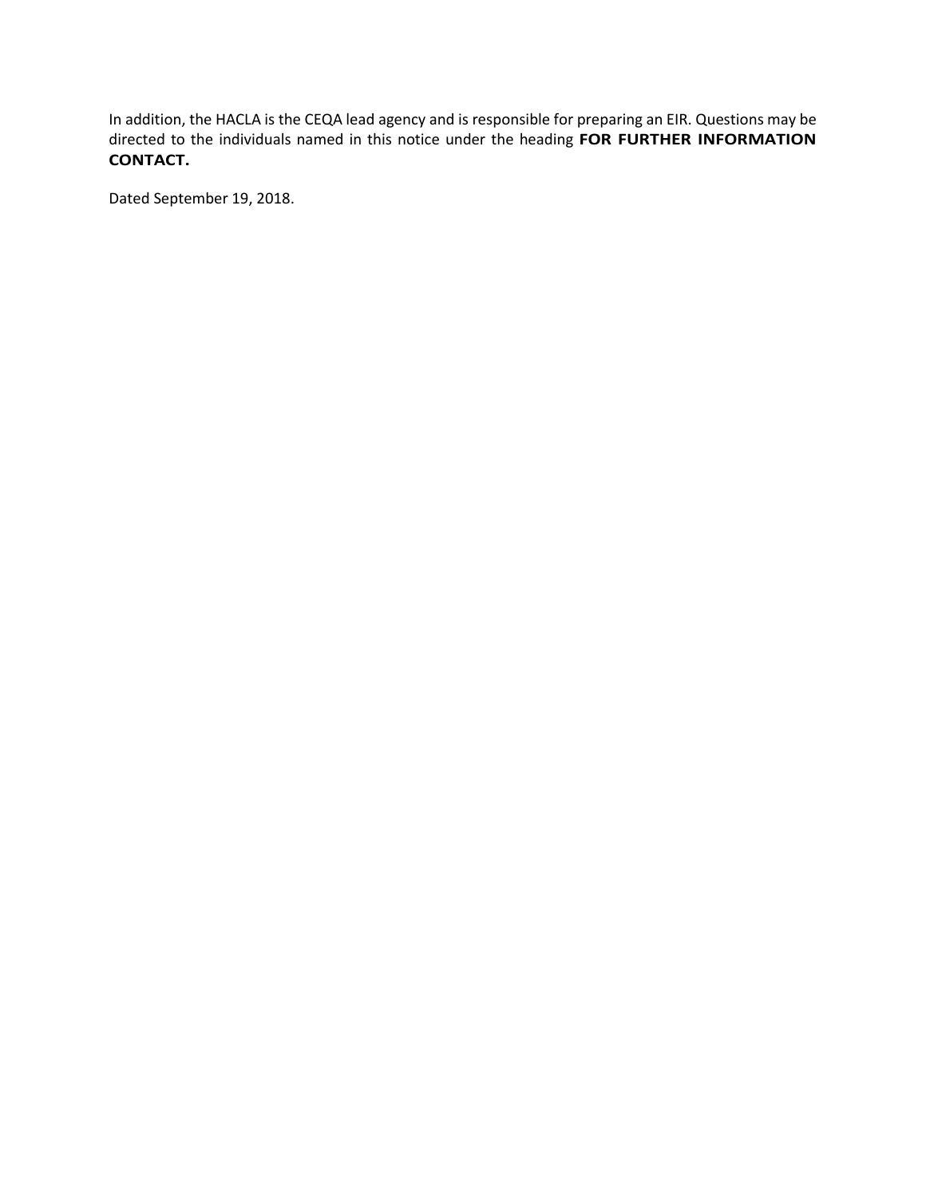In addition, the HACLA is the CEQA lead agency and is responsible for preparing an EIR. Questions may be directed to the individuals named in this notice under the heading **FOR FURTHER INFORMATION CONTACT.**

Dated September 19, 2018.